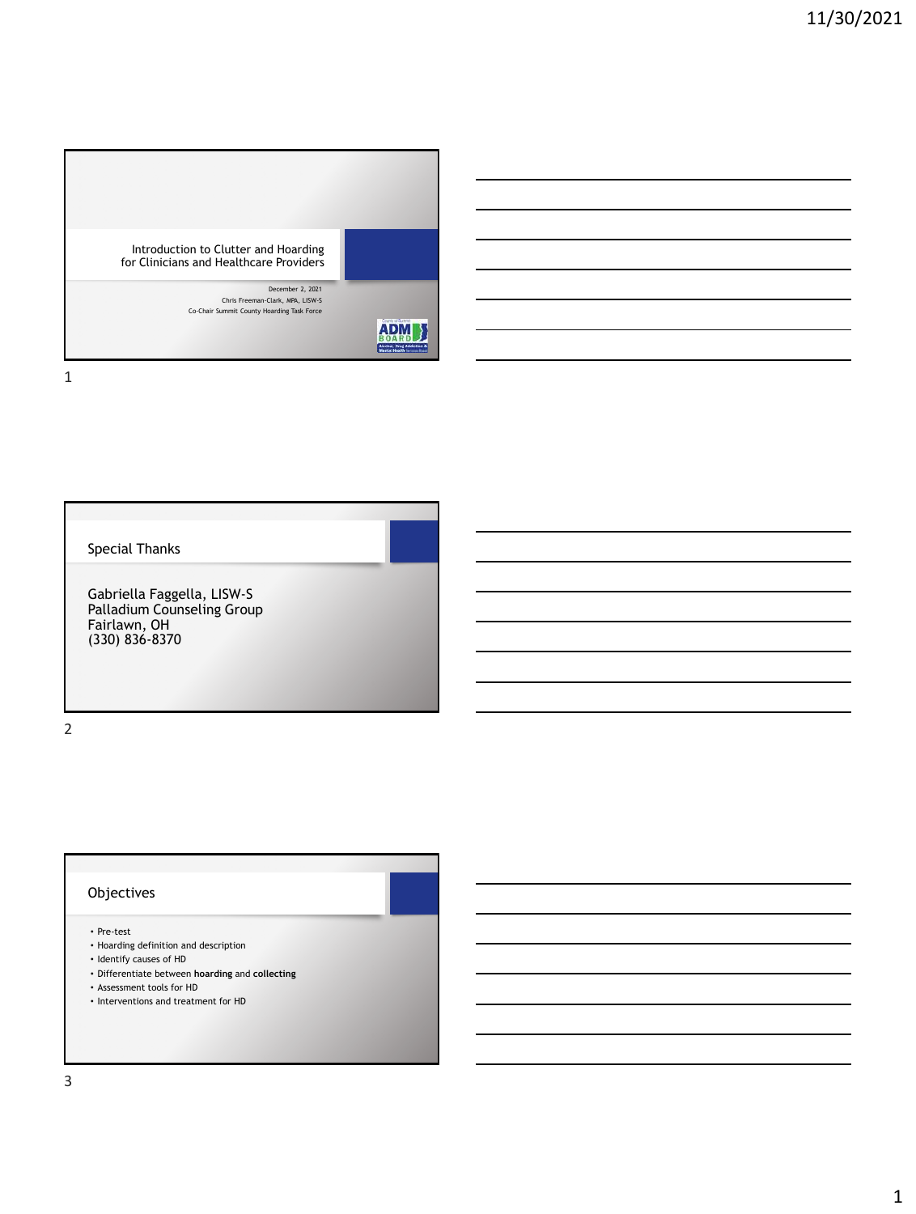# Introduction to Clutter and Hoarding for Clinicians and Healthcare Providers

December 2, 2021

Chris Freeman-Clark, MPA, LISW-S

Co-Chair Summit County Hoarding Task Force

## Special Thanks

Gabriella Faggella, LISW-S
Palladium Counseling Group
Fairlawn, OH
(330) 836-8370

## Objectives

- Pre-test
- Hoarding definition and description
- Identify causes of HD
- Differentiate between **hoarding** and **collecting**
- Assessment tools for HD
- Interventions and treatment for HD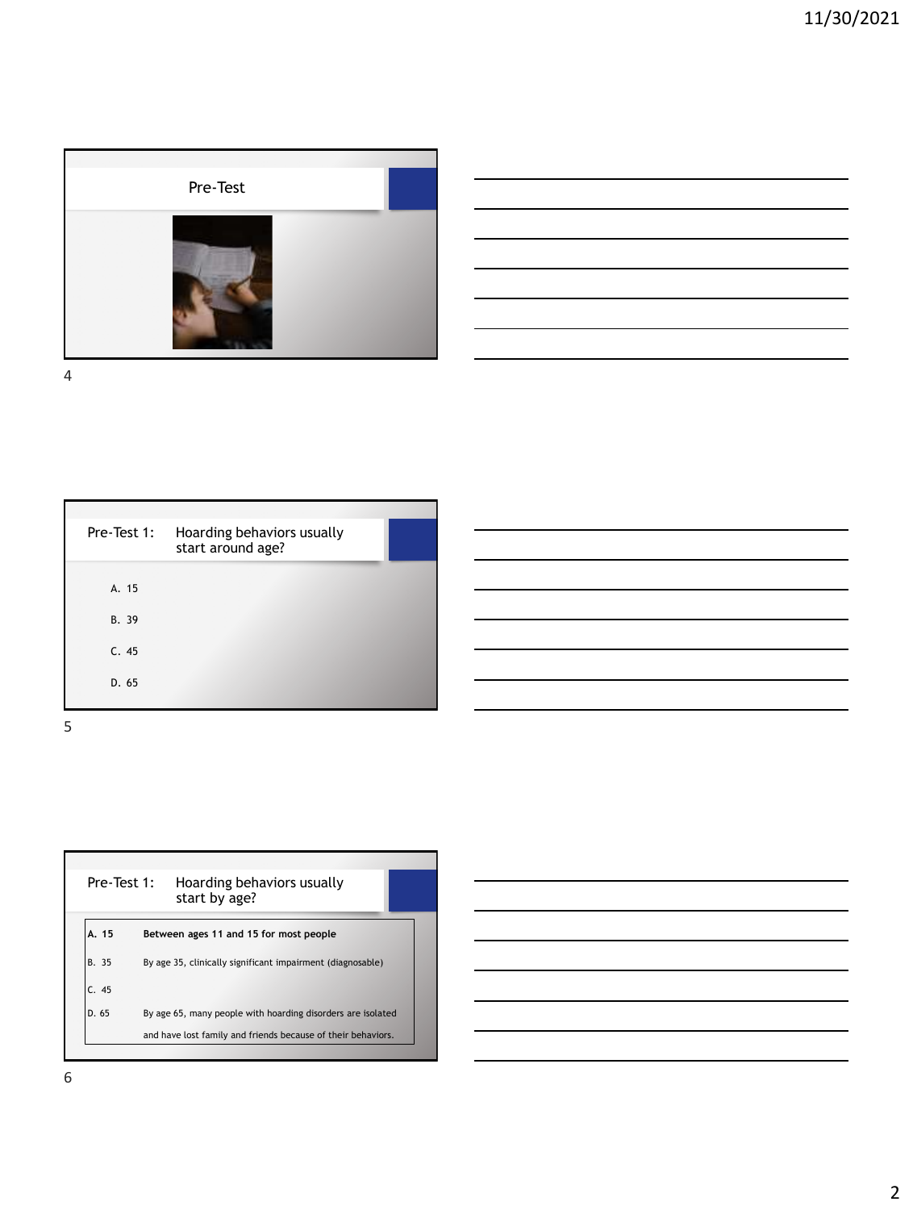## Pre-Test

## Pre-Test 1: Hoarding behaviors usually start around age?

A. 15

B. 39

C. 45

D. 65

## Pre-Test 1: Hoarding behaviors usually start by age?

| | |
|---|---|
| **A. 15** | **Between ages 11 and 15 for most people** |
| B. 35 | By age 35, clinically significant impairment (diagnosable) |
| C. 45 | |
| D. 65 | By age 65, many people with hoarding disorders are isolated and have lost family and friends because of their behaviors. |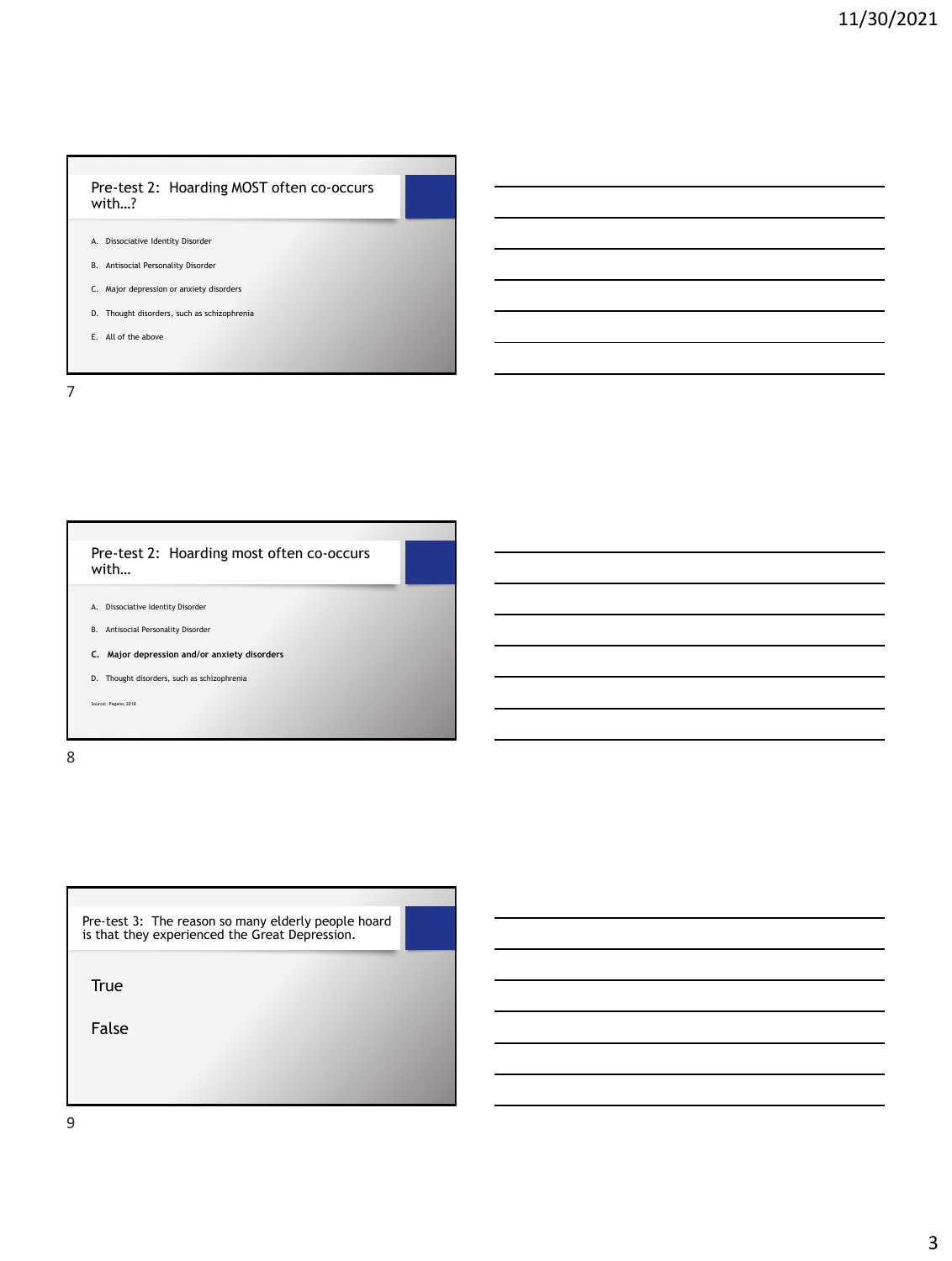## Pre-test 2: Hoarding MOST often co-occurs with…?

A. Dissociative Identity Disorder

B. Antisocial Personality Disorder

C. Major depression or anxiety disorders

D. Thought disorders, such as schizophrenia

E. All of the above

## Pre-test 2: Hoarding most often co-occurs with…

A. Dissociative Identity Disorder

B. Antisocial Personality Disorder

**C. Major depression and/or anxiety disorders**

D. Thought disorders, such as schizophrenia

Source: Pagano, 2018

## Pre-test 3: The reason so many elderly people hoard is that they experienced the Great Depression.

True

False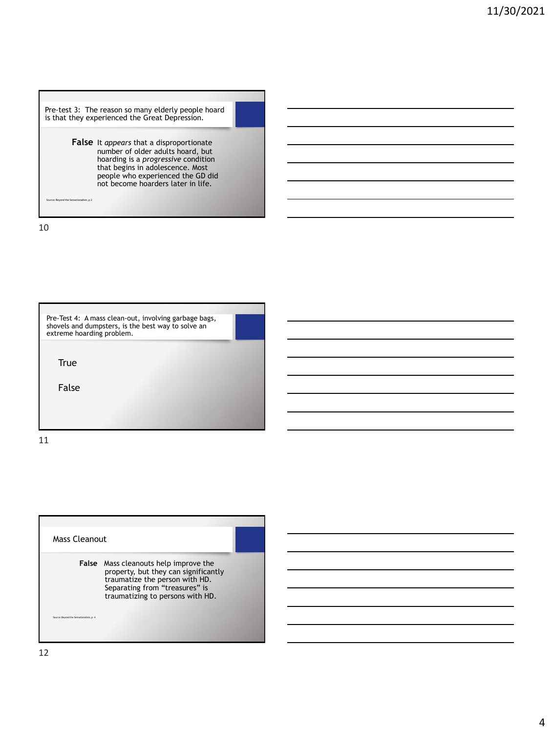## Pre-test 3: The reason so many elderly people hoard is that they experienced the Great Depression.

**False** It *appears* that a disproportionate number of older adults hoard, but hoarding is a *progressive* condition that begins in adolescence. Most people who experienced the GD did not become hoarders later in life.

Source: Beyond the Sensationalism, p.2

## Pre-Test 4: A mass clean-out, involving garbage bags, shovels and dumpsters, is the best way to solve an extreme hoarding problem.

True

False

## Mass Cleanout

**False** Mass cleanouts help improve the property, but they can significantly traumatize the person with HD. Separating from "treasures" is traumatizing to persons with HD.

Source: Beyond the Sensationalism, p. 4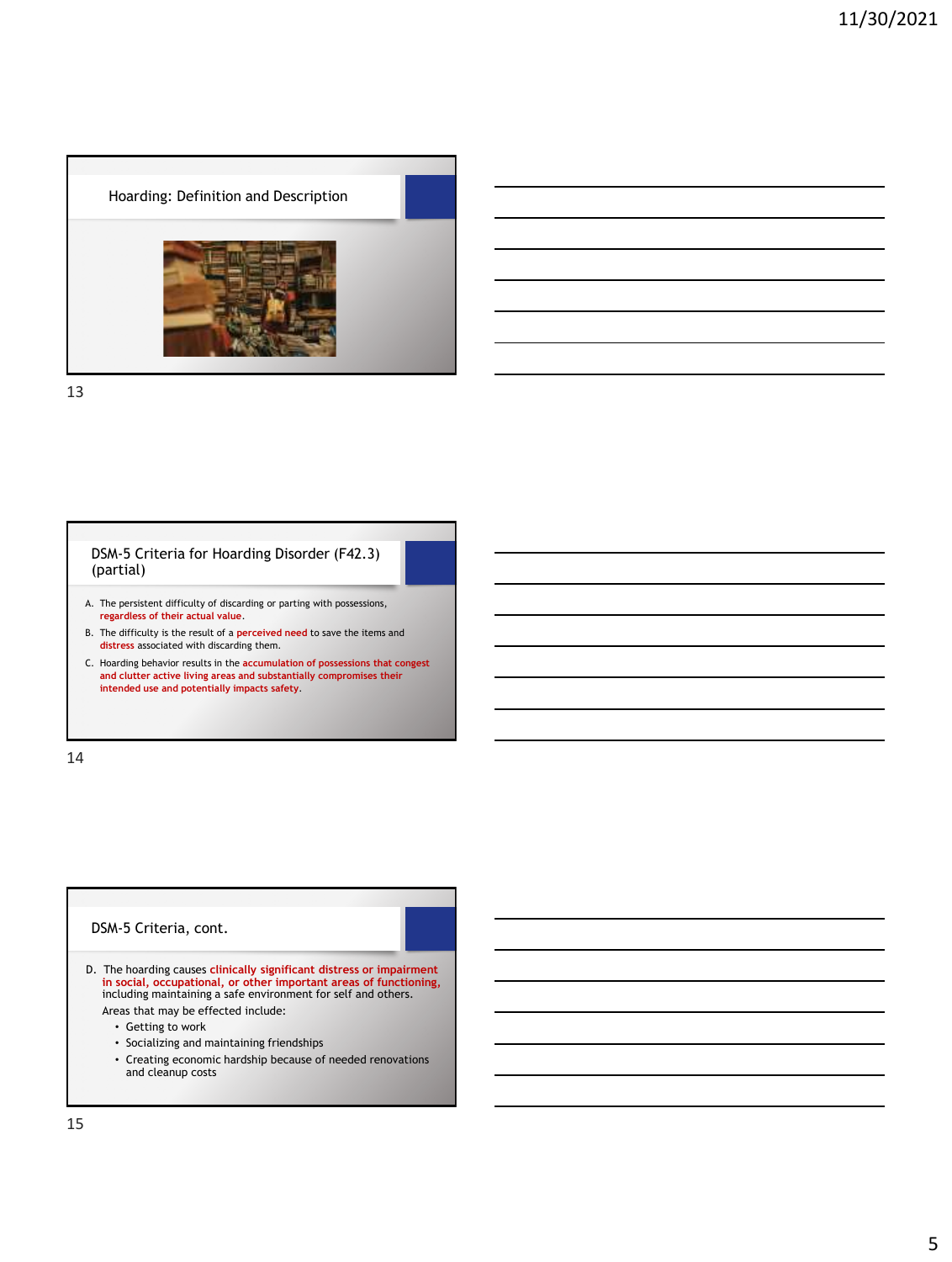## Hoarding: Definition and Description

## DSM-5 Criteria for Hoarding Disorder (F42.3) (partial)

A. The persistent difficulty of discarding or parting with possessions, **regardless of their actual value**.

B. The difficulty is the result of a **perceived need** to save the items and **distress** associated with discarding them.

C. Hoarding behavior results in the **accumulation of possessions that congest and clutter active living areas and substantially compromises their intended use and potentially impacts safety**.

## DSM-5 Criteria, cont.

D. The hoarding causes **clinically significant distress or impairment in social, occupational, or other important areas of functioning,** including maintaining a safe environment for self and others.

Areas that may be effected include:

- Getting to work
- Socializing and maintaining friendships
- Creating economic hardship because of needed renovations and cleanup costs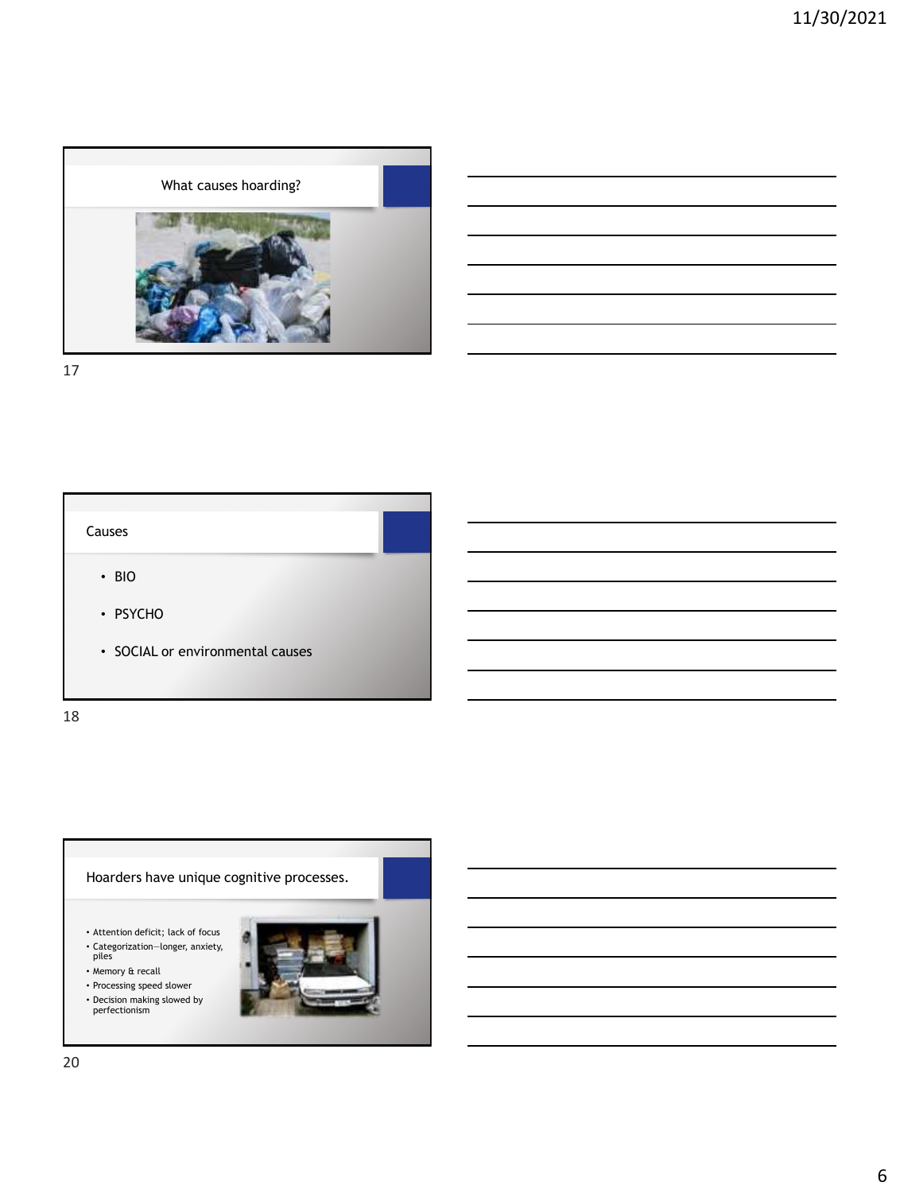## What causes hoarding?

## Causes

- BIO
- PSYCHO
- SOCIAL or environmental causes

## Hoarders have unique cognitive processes.

- Attention deficit; lack of focus
- Categorization—longer, anxiety, piles
- Memory & recall
- Processing speed slower
- Decision making slowed by perfectionism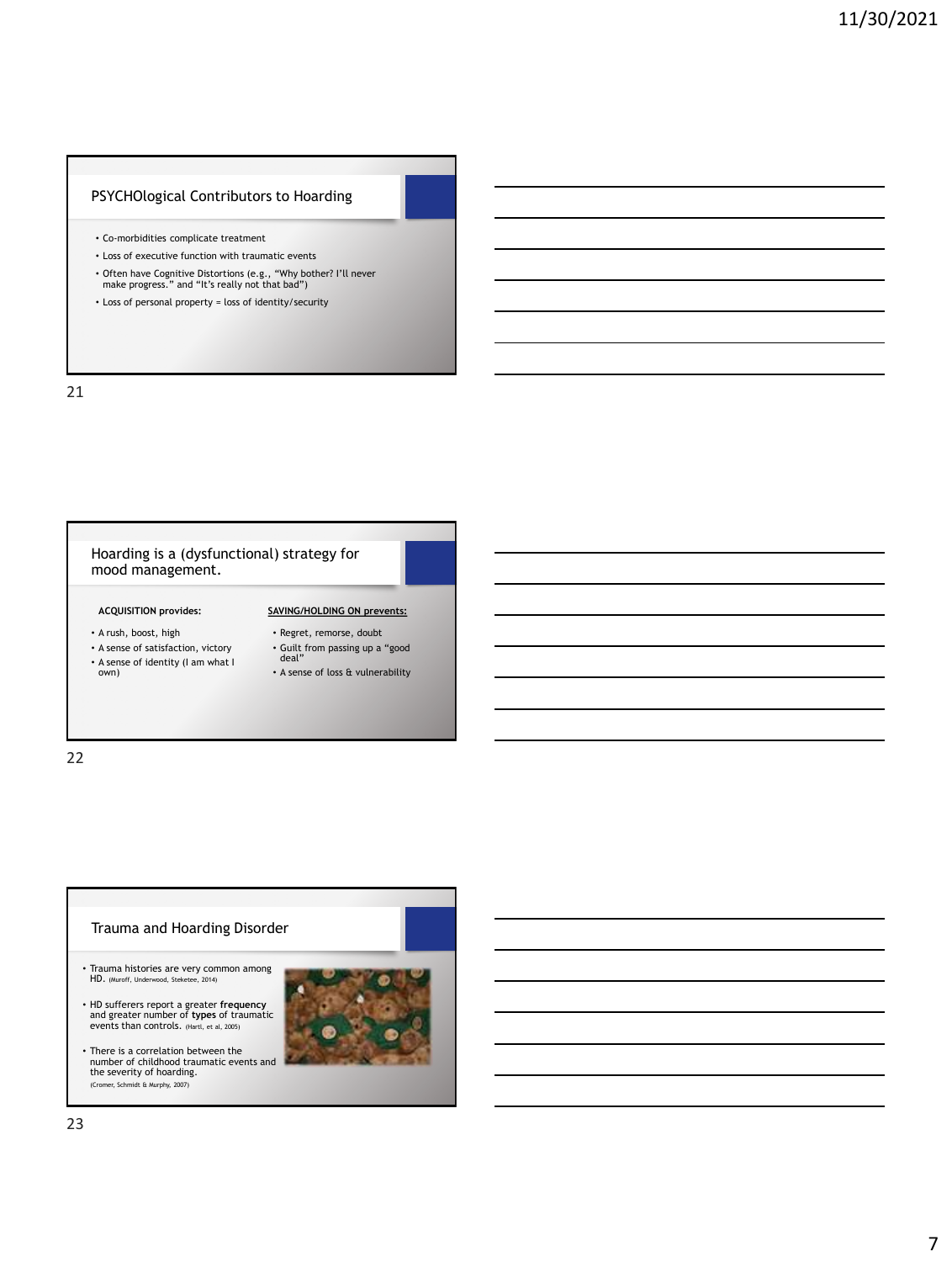## PSYCHOlogical Contributors to Hoarding

- Co-morbidities complicate treatment
- Loss of executive function with traumatic events
- Often have Cognitive Distortions (e.g., "Why bother? I'll never make progress." and "It's really not that bad")
- Loss of personal property = loss of identity/security

## Hoarding is a (dysfunctional) strategy for mood management.

**ACQUISITION provides:**

- A rush, boost, high
- A sense of satisfaction, victory
- A sense of identity (I am what I own)

**SAVING/HOLDING ON prevents:**

- Regret, remorse, doubt
- Guilt from passing up a "good deal"
- A sense of loss & vulnerability

## Trauma and Hoarding Disorder

- Trauma histories are very common among HD. (Muroff, Underwood, Steketee, 2014)
- HD sufferers report a greater **frequency** and greater number of **types** of traumatic events than controls. (Hartl, et al, 2005)
- There is a correlation between the number of childhood traumatic events and the severity of hoarding. (Cromer, Schmidt & Murphy, 2007)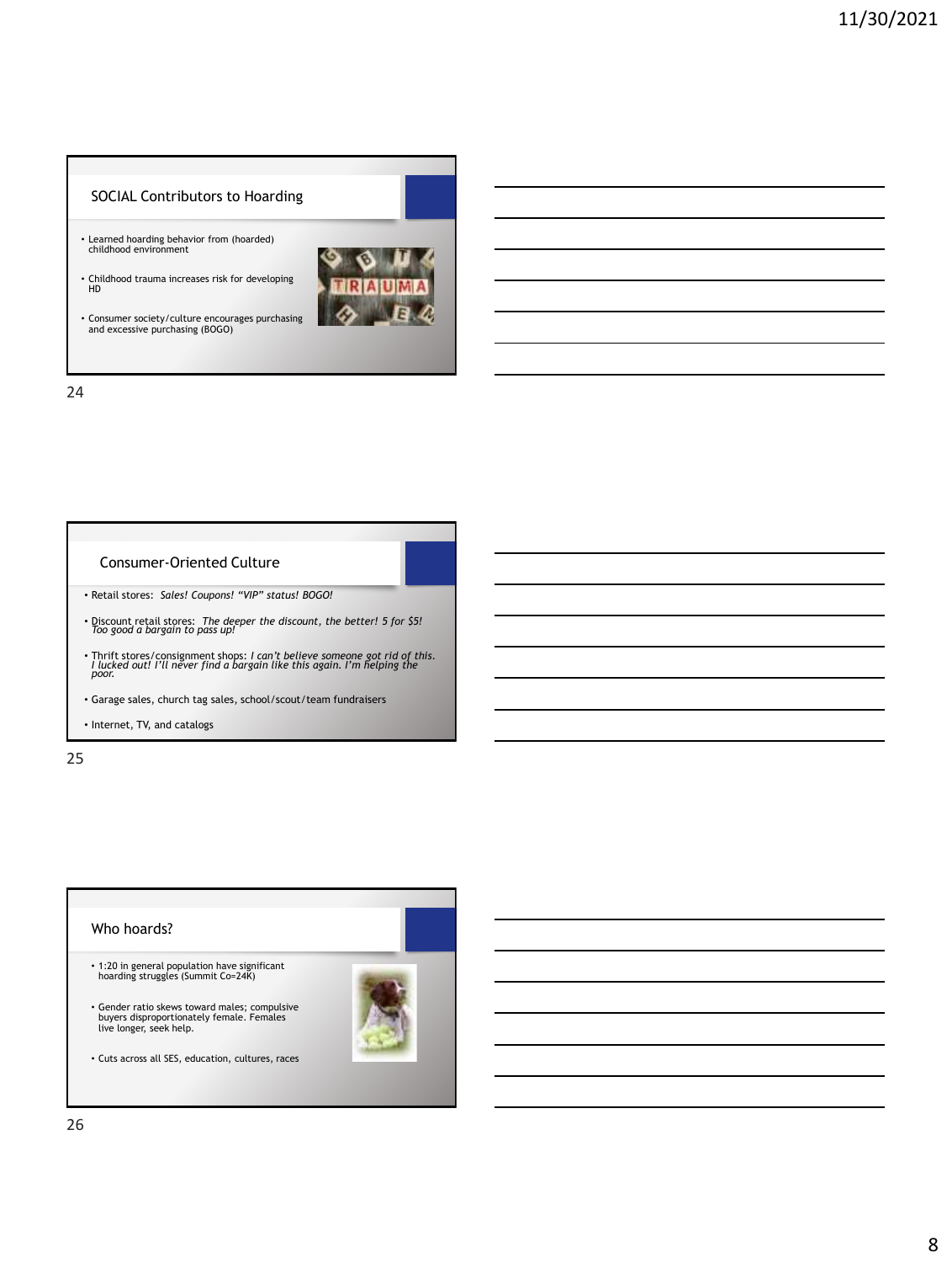## SOCIAL Contributors to Hoarding

- Learned hoarding behavior from (hoarded) childhood environment
- Childhood trauma increases risk for developing HD
- Consumer society/culture encourages purchasing and excessive purchasing (BOGO)

## Consumer-Oriented Culture

- Retail stores: *Sales! Coupons! "VIP" status! BOGO!*
- Discount retail stores: *The deeper the discount, the better! 5 for $5! Too good a bargain to pass up!*
- Thrift stores/consignment shops: *I can't believe someone got rid of this. I lucked out! I'll never find a bargain like this again. I'm helping the poor.*
- Garage sales, church tag sales, school/scout/team fundraisers
- Internet, TV, and catalogs

## Who hoards?

- 1:20 in general population have significant hoarding struggles (Summit Co=24K)
- Gender ratio skews toward males; compulsive buyers disproportionately female. Females live longer, seek help.
- Cuts across all SES, education, cultures, races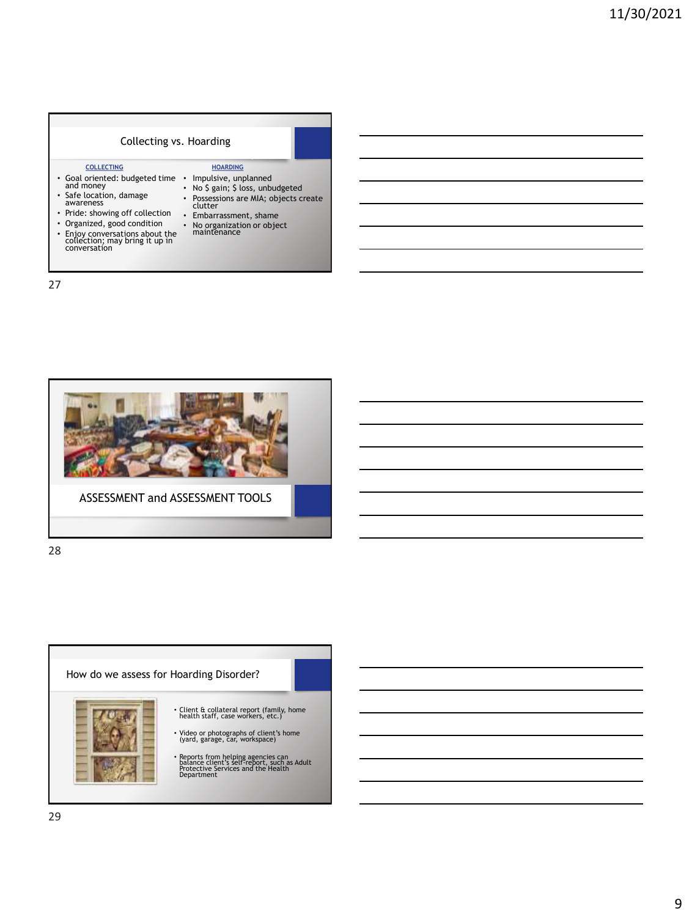## Collecting vs. Hoarding

| COLLECTING | HOARDING |
| --- | --- |
| Goal oriented: budgeted time and money | Impulsive, unplanned |
| Safe location, damage awareness | No $ gain; $ loss, unbudgeted |
| Pride: showing off collection | Possessions are MIA; objects create clutter |
| Organized, good condition | Embarrassment, shame |
| Enjoy conversations about the collection; may bring it up in conversation | No organization or object maintenance |

## ASSESSMENT and ASSESSMENT TOOLS

## How do we assess for Hoarding Disorder?

- Client & collateral report (family, home health staff, case workers, etc.)
- Video or photographs of client's home (yard, garage, car, workspace)
- Reports from helping agencies can balance client's self-report, such as Adult Protective Services and the Health Department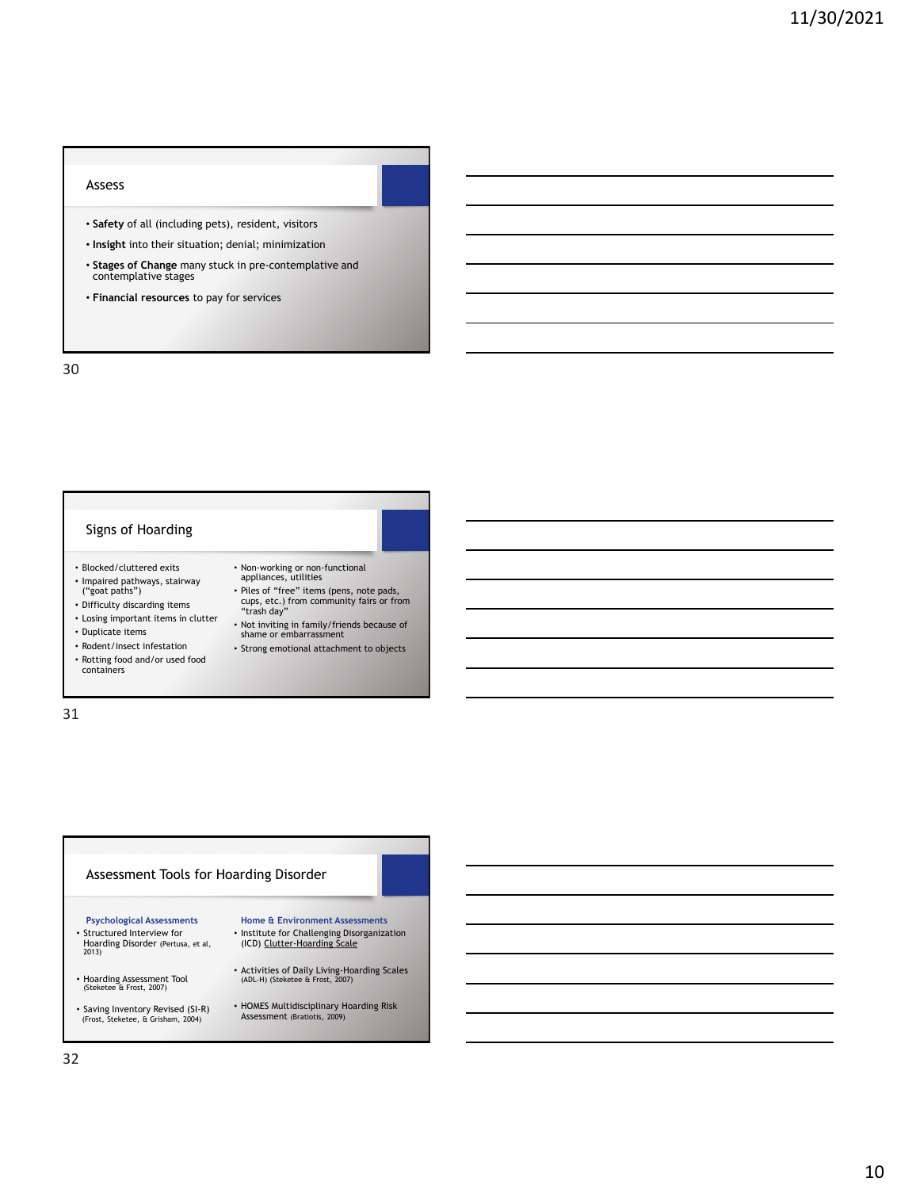## Assess

- **Safety** of all (including pets), resident, visitors
- **Insight** into their situation; denial; minimization
- **Stages of Change** many stuck in pre-contemplative and contemplative stages
- **Financial resources** to pay for services

## Signs of Hoarding

- Blocked/cluttered exits
- Impaired pathways, stairway ("goat paths")
- Difficulty discarding items
- Losing important items in clutter
- Duplicate items
- Rodent/insect infestation
- Rotting food and/or used food containers
- Non-working or non-functional appliances, utilities
- Piles of "free" items (pens, note pads, cups, etc.) from community fairs or from "trash day"
- Not inviting in family/friends because of shame or embarrassment
- Strong emotional attachment to objects

## Assessment Tools for Hoarding Disorder

**Psychological Assessments**

- Structured Interview for Hoarding Disorder (Pertusa, et al, 2013)
- Hoarding Assessment Tool (Steketee & Frost, 2007)
- Saving Inventory Revised (SI-R) (Frost, Steketee, & Grisham, 2004)

**Home & Environment Assessments**

- Institute for Challenging Disorganization (ICD) Clutter-Hoarding Scale
- Activities of Daily Living-Hoarding Scales (ADL-H) (Steketee & Frost, 2007)
- HOMES Multidisciplinary Hoarding Risk Assessment (Bratiotis, 2009)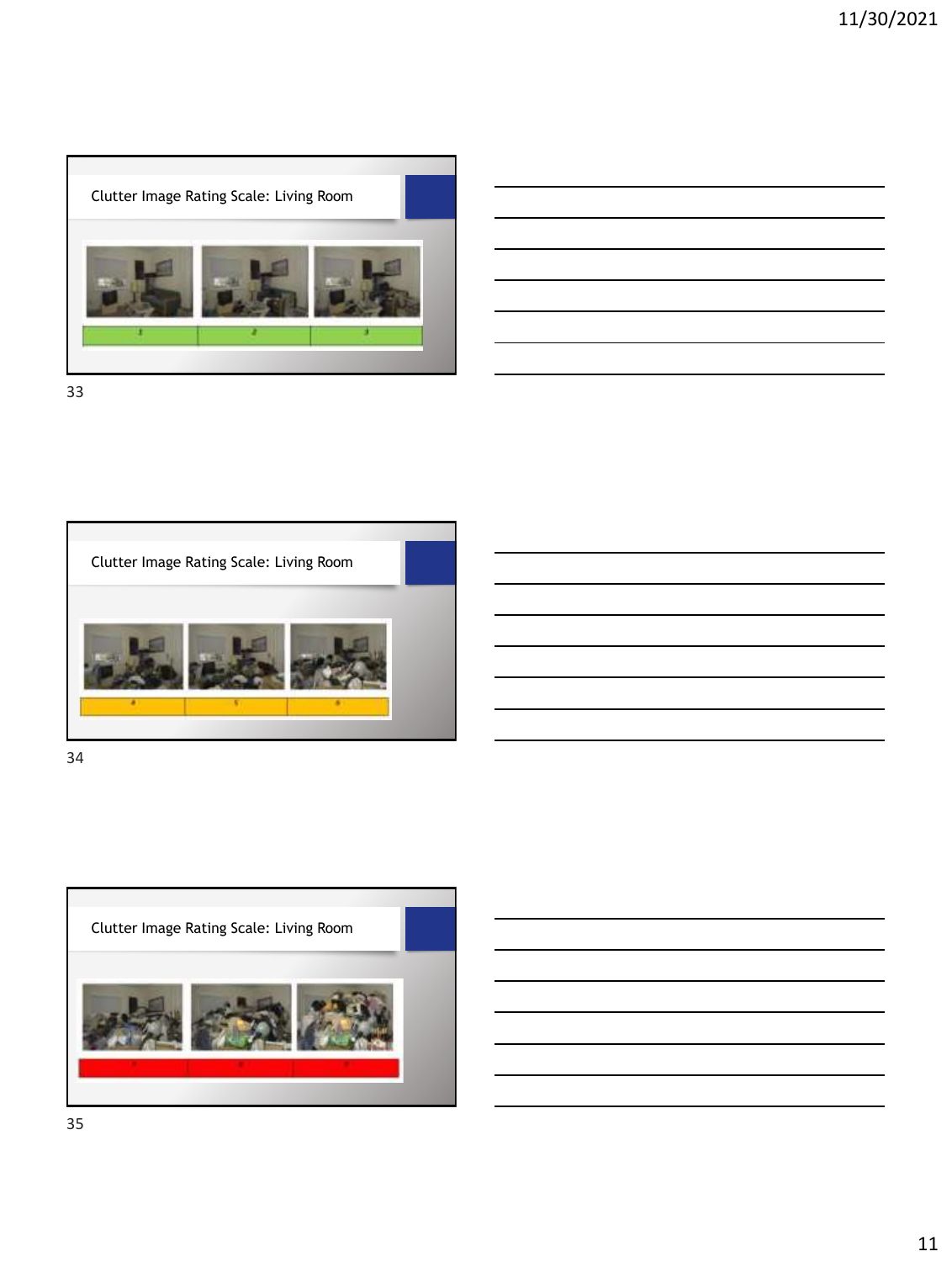## Clutter Image Rating Scale: Living Room

| 1 | 2 | 3 |
|---|---|---|

## Clutter Image Rating Scale: Living Room

| 4 | 5 | 6 |
|---|---|---|

## Clutter Image Rating Scale: Living Room

| 7 | 8 | 9 |
|---|---|---|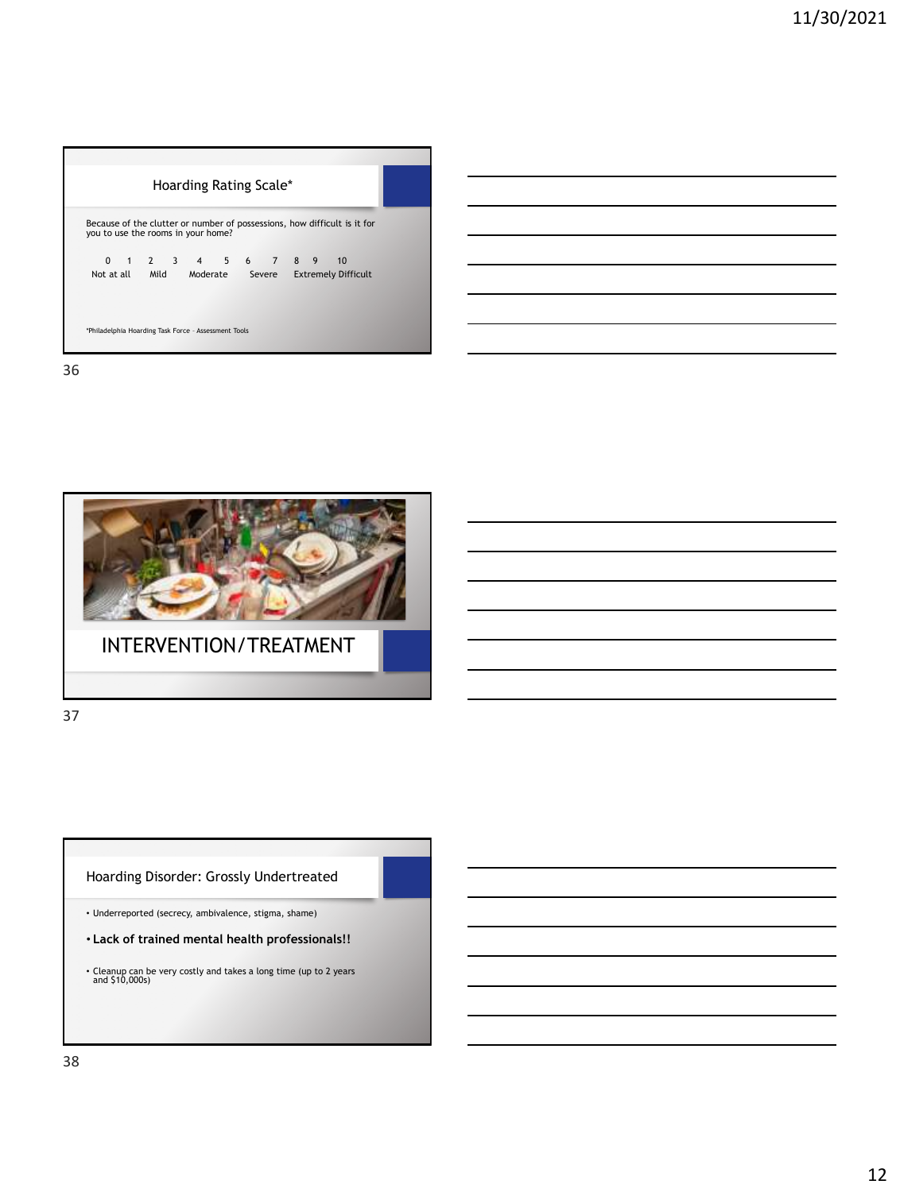## Hoarding Rating Scale*

Because of the clutter or number of possessions, how difficult is it for you to use the rooms in your home?

| 0 | 1 | 2 | 3 | 4 | 5 | 6 | 7 | 8 | 9 | 10 |
|---|---|---|---|---|---|---|---|---|---|---|
| Not at all | | Mild | | Moderate | | | Severe | | | Extremely Difficult |

*Philadelphia Hoarding Task Force – Assessment Tools

## INTERVENTION/TREATMENT

## Hoarding Disorder: Grossly Undertreated

- Underreported (secrecy, ambivalence, stigma, shame)
- **Lack of trained mental health professionals!!**
- Cleanup can be very costly and takes a long time (up to 2 years and $10,000s)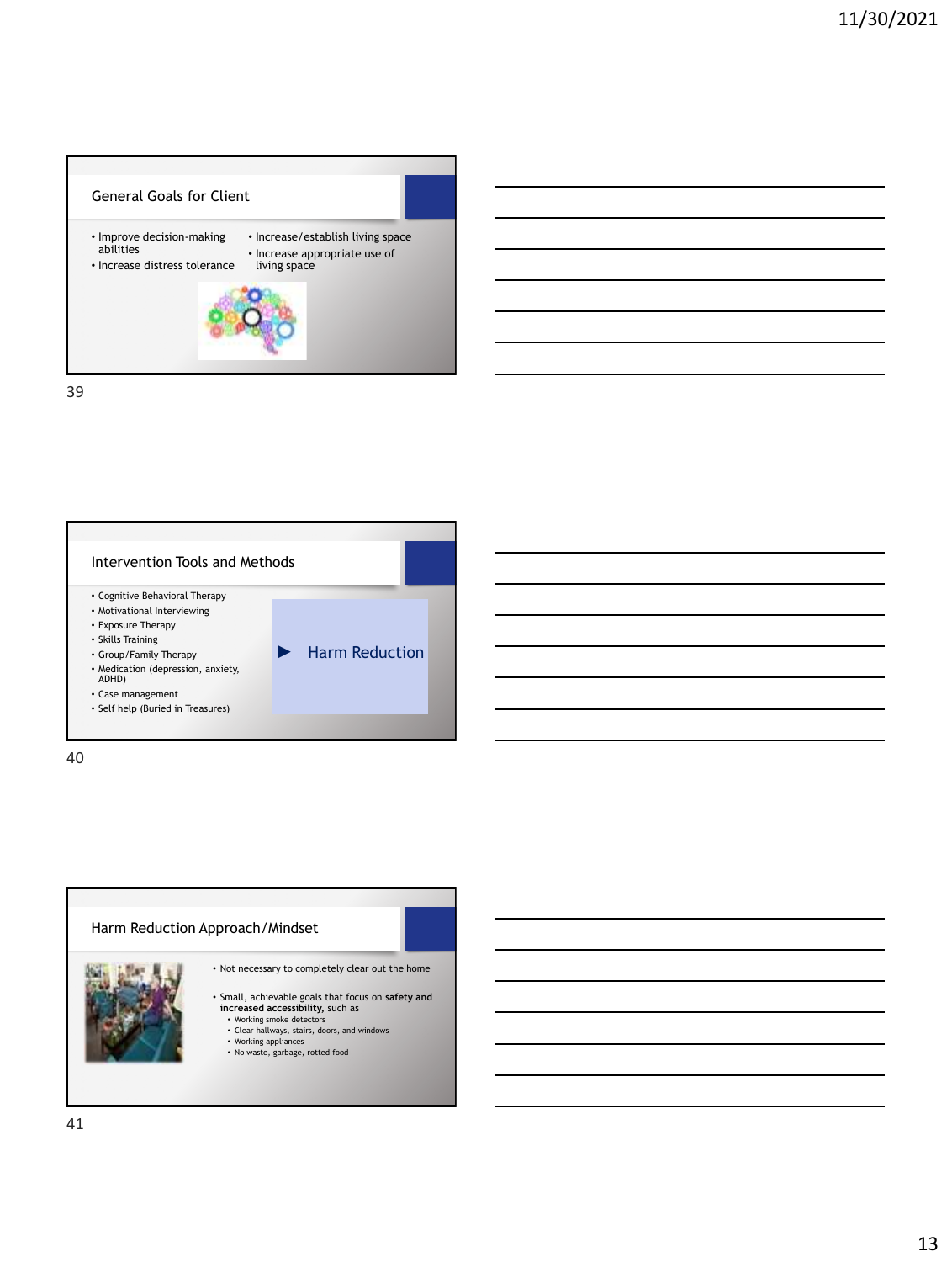## General Goals for Client

- Improve decision-making abilities
- Increase distress tolerance
- Increase/establish living space
- Increase appropriate use of living space

## Intervention Tools and Methods

- Cognitive Behavioral Therapy
- Motivational Interviewing
- Exposure Therapy
- Skills Training
- Group/Family Therapy
- Medication (depression, anxiety, ADHD)
- Case management
- Self help (Buried in Treasures)

- Harm Reduction

## Harm Reduction Approach/Mindset

- Not necessary to completely clear out the home
- Small, achievable goals that focus on **safety and increased accessibility,** such as
  - Working smoke detectors
  - Clear hallways, stairs, doors, and windows
  - Working appliances
  - No waste, garbage, rotted food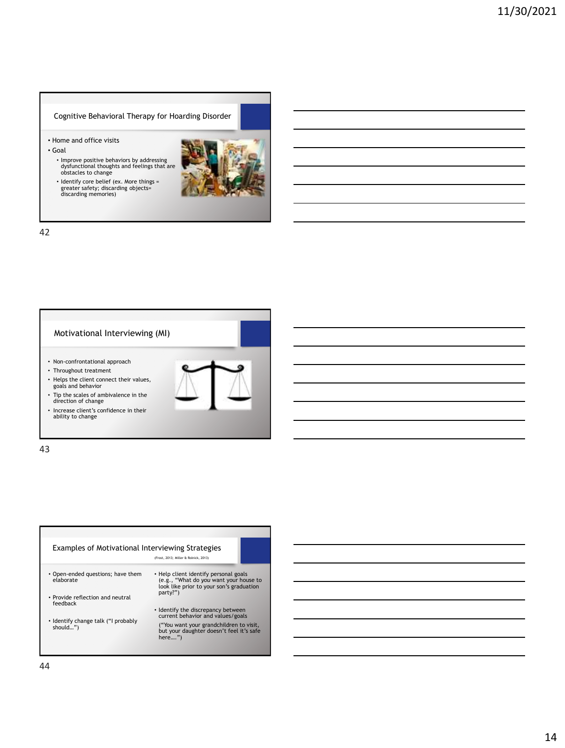## Cognitive Behavioral Therapy for Hoarding Disorder

- Home and office visits
- Goal
  - Improve positive behaviors by addressing dysfunctional thoughts and feelings that are obstacles to change
  - Identify core belief (ex. More things = greater safety; discarding objects= discarding memories)

## Motivational Interviewing (MI)

- Non-confrontational approach
- Throughout treatment
- Helps the client connect their values, goals and behavior
- Tip the scales of ambivalence in the direction of change
- Increase client's confidence in their ability to change

## Examples of Motivational Interviewing Strategies

(Frost, 2013; Miller & Rolnick, 2013)

- Open-ended questions; have them elaborate
- Provide reflection and neutral feedback
- Identify change talk ("I probably should…")
- Help client identify personal goals (e.g., "What do *you* want your house to look like prior to your son's graduation party?")
- Identify the discrepancy between current behavior and values/goals
  ("You want your grandchildren to visit, but your daughter doesn't feel it's safe here….")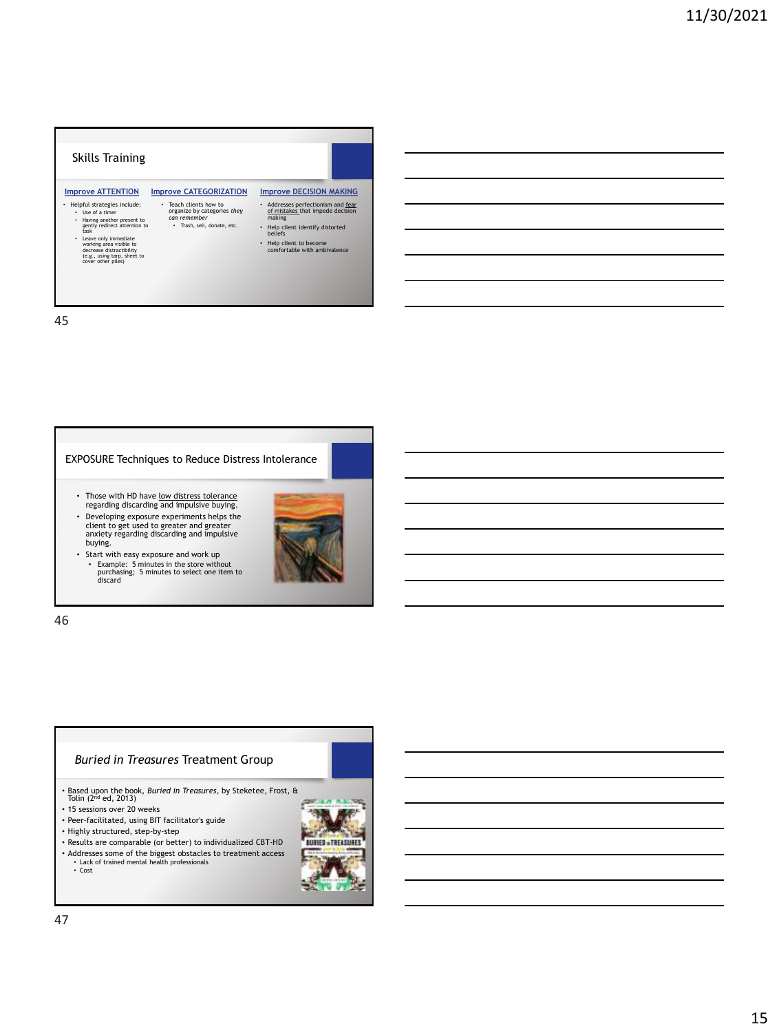## Skills Training

**Improve ATTENTION**

- Helpful strategies include:
  - Use of a timer
  - Having another present to gently redirect attention to task
  - Leave only immediate working area visible to decrease distractibility (e.g., using tarp, sheet to cover other piles)

**Improve CATEGORIZATION**

- Teach clients how to organize by categories *they can remember*
  - Trash, sell, donate, etc.

**Improve DECISION MAKING**

- Addresses perfectionism and fear of mistakes that impede decision making
- Help client identify distorted beliefs
- Help client to become comfortable with ambivalence

## EXPOSURE Techniques to Reduce Distress Intolerance

- Those with HD have low distress tolerance regarding discarding and impulsive buying.
- Developing exposure experiments helps the client to get used to greater and greater anxiety regarding discarding and impulsive buying.
- Start with easy exposure and work up
  - Example: 5 minutes in the store without purchasing; 5 minutes to select one item to discard

## *Buried in Treasures* Treatment Group

- Based upon the book, *Buried in Treasures*, by Steketee, Frost, & Tolin (2nd ed, 2013)
- 15 sessions over 20 weeks
- Peer-facilitated, using BIT facilitator's guide
- Highly structured, step-by-step
- Results are comparable (or better) to individualized CBT-HD
- Addresses some of the biggest obstacles to treatment access
  - Lack of trained mental health professionals
  - Cost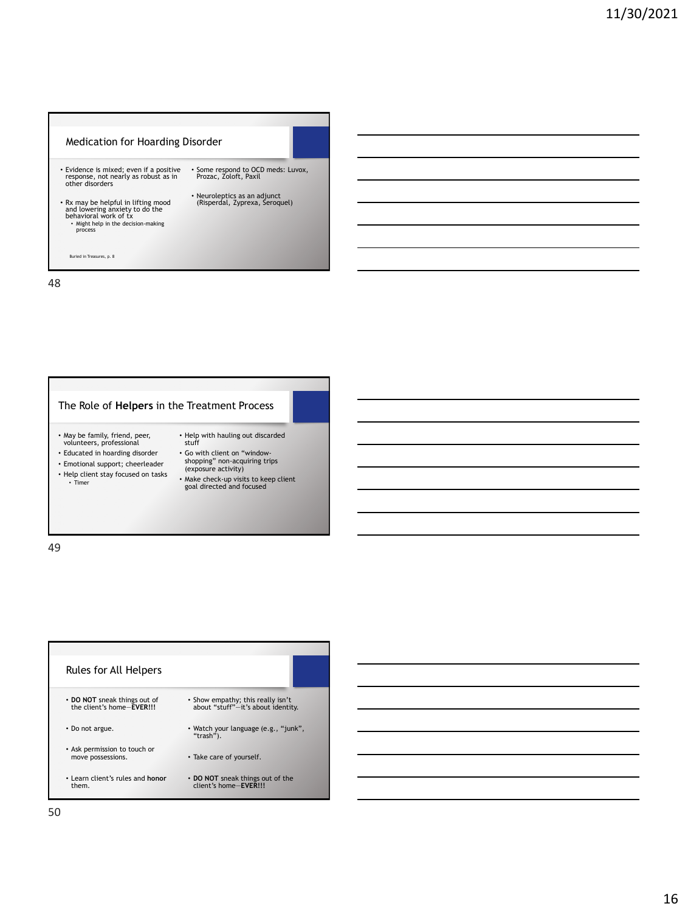## Medication for Hoarding Disorder

- Evidence is mixed; even if a positive response, not nearly as robust as in other disorders
- Rx may be helpful in lifting mood and lowering anxiety to do the behavioral work of tx
  - Might help in the decision-making process
- Some respond to OCD meds: Luvox, Prozac, Zoloft, Paxil
- Neuroleptics as an adjunct (Risperdal, Zyprexa, Seroquel)

Buried in Treasures, p. 8

## The Role of **Helpers** in the Treatment Process

- May be family, friend, peer, volunteers, professional
- Educated in hoarding disorder
- Emotional support; cheerleader
- Help client stay focused on tasks
  - Timer
- Help with hauling out discarded stuff
- Go with client on "window-shopping" non-acquiring trips (exposure activity)
- Make check-up visits to keep client goal directed and focused

## Rules for All Helpers

- **DO NOT** sneak things out of the client's home—**EVER!!!**
- Do not argue.
- Ask permission to touch or move possessions.
- Learn client's rules and **honor** them.
- Show empathy; this really isn't about "stuff"—it's about identity.
- Watch your language (e.g., "junk", "trash").
- Take care of yourself.
- **DO NOT** sneak things out of the client's home—**EVER!!!**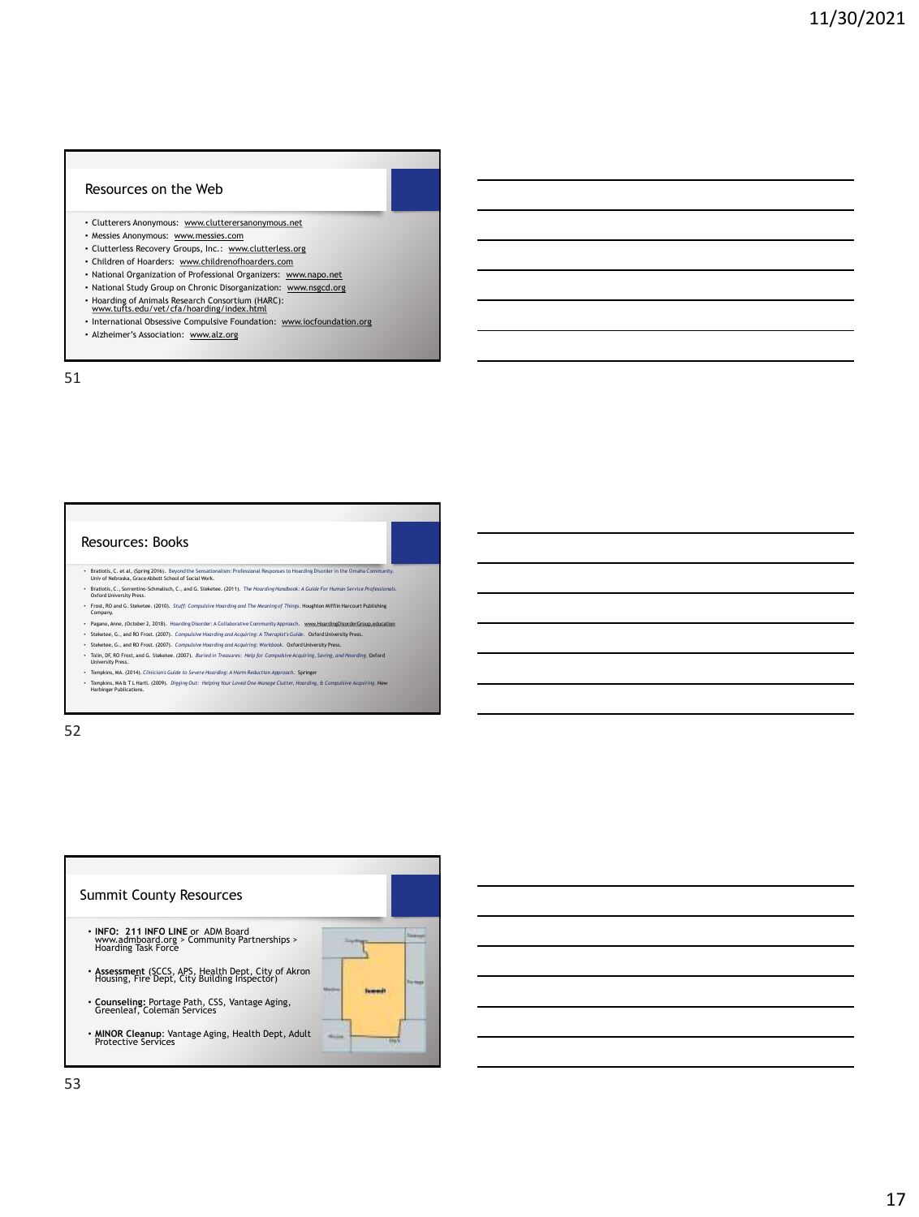## Resources on the Web

- Clutterers Anonymous: www.clutterersanonymous.net
- Messies Anonymous: www.messies.com
- Clutterless Recovery Groups, Inc.: www.clutterless.org
- Children of Hoarders: www.childrenofhoarders.com
- National Organization of Professional Organizers: www.napo.net
- National Study Group on Chronic Disorganization: www.nsgcd.org
- Hoarding of Animals Research Consortium (HARC): www.tufts.edu/vet/cfa/hoarding/index.html
- International Obsessive Compulsive Foundation: www.iocfoundation.org
- Alzheimer's Association: www.alz.org

## Resources: Books

- Bratiotis, C. et al, (Spring 2016). Beyond the Sensationalism: Professional Responses to Hoarding Disorder in the Omaha Community. Univ of Nebraska, Grace Abbott School of Social Work.
- Bratiotis, C., Sorrentino-Schmalisch, C., and G. Steketee. (2011). *The Hoarding Handbook: A Guide For Human Service Professionals.* Oxford University Press.
- Frost, RO and G. Steketee. (2010). *Stuff: Compulsive Hoarding and The Meaning of Things.* Houghton Mifflin Harcourt Publishing Company.
- Pagano, Anne, (October 2, 2018). Hoarding Disorder: A Collaborative Community Approach. www.HoardingDisorderGroup.education
- Steketee, G., and RO Frost. (2007). *Compulsive Hoarding and Acquiring: A Therapist's Guide.* Oxford University Press.
- Steketee, G., and RO Frost. (2007). *Compulsive Hoarding and Acquiring: Workbook.* Oxford University Press.
- Tolin, DF, RO Frost, and G. Steketee. (2007). *Buried in Treasures: Help for Compulsive Acquiring, Saving, and Hoarding.* Oxford University Press.
- Tompkins, MA. (2014). *Clinician's Guide to Severe Hoarding: A Harm Reduction Approach.* Springer
- Tompkins, MA & T L Hartl. (2009). *Digging Out: Helping Your Loved One Manage Clutter, Hoarding, & Compulsive Acquiring.* New Harbinger Publications.

## Summit County Resources

- **INFO: 211 INFO LINE** or ADM Board www.admboard.org > Community Partnerships > Hoarding Task Force
- **Assessment** (SCCS, APS, Health Dept, City of Akron Housing, Fire Dept, City Building Inspector)
- **Counseling:** Portage Path, CSS, Vantage Aging, Greenleaf, Coleman Services
- **MINOR Cleanup:** Vantage Aging, Health Dept, Adult Protective Services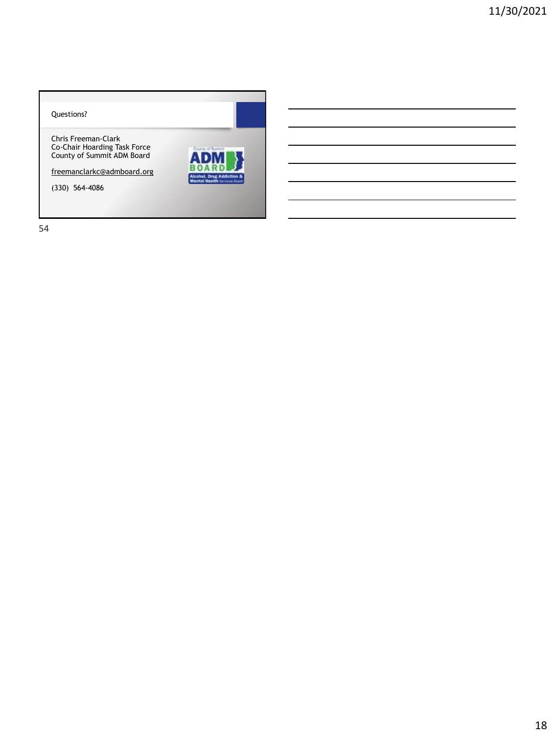Questions?

Chris Freeman-Clark
Co-Chair Hoarding Task Force
County of Summit ADM Board

freemanclarkc@admboard.org

(330) 564-4086

54